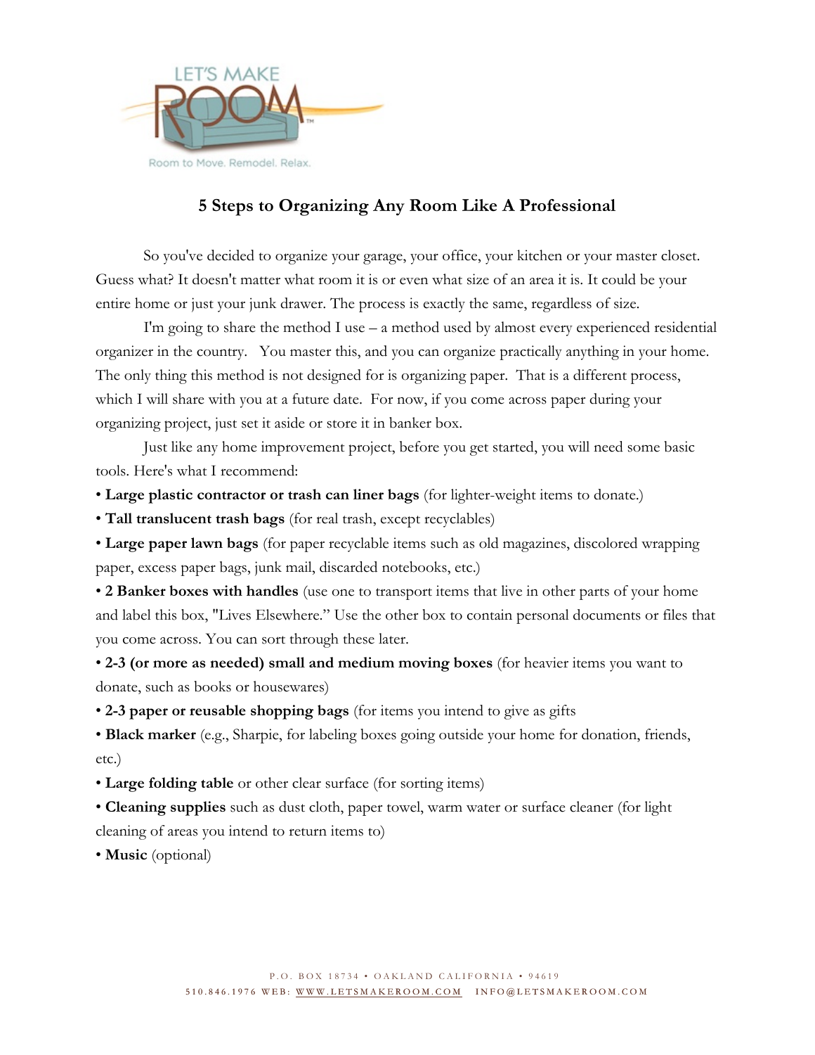LET'S MAKE ROOM™

Room to Move. Remodel. Relax.

# 5 Steps to Organizing Any Room Like A Professional

So you've decided to organize your garage, your office, your kitchen or your master closet. Guess what? It doesn't matter what room it is or even what size of an area it is. It could be your entire home or just your junk drawer. The process is exactly the same, regardless of size.

I'm going to share the method I use – a method used by almost every experienced residential organizer in the country. You master this, and you can organize practically anything in your home. The only thing this method is not designed for is organizing paper. That is a different process, which I will share with you at a future date. For now, if you come across paper during your organizing project, just set it aside or store it in banker box.

Just like any home improvement project, before you get started, you will need some basic tools. Here's what I recommend:

- **Large plastic contractor or trash can liner bags** (for lighter-weight items to donate.)
- **Tall translucent trash bags** (for real trash, except recyclables)
- **Large paper lawn bags** (for paper recyclable items such as old magazines, discolored wrapping paper, excess paper bags, junk mail, discarded notebooks, etc.)
- **2 Banker boxes with handles** (use one to transport items that live in other parts of your home and label this box, "Lives Elsewhere." Use the other box to contain personal documents or files that you come across. You can sort through these later.
- **2-3 (or more as needed) small and medium moving boxes** (for heavier items you want to donate, such as books or housewares)
- **2-3 paper or reusable shopping bags** (for items you intend to give as gifts
- **Black marker** (e.g., Sharpie, for labeling boxes going outside your home for donation, friends, etc.)
- **Large folding table** or other clear surface (for sorting items)
- **Cleaning supplies** such as dust cloth, paper towel, warm water or surface cleaner (for light cleaning of areas you intend to return items to)
- **Music** (optional)

P.O. BOX 18734 • OAKLAND CALIFORNIA • 94619
510.846.1976 WEB: WWW.LETSMAKEROOM.COM INFO@LETSMAKEROOM.COM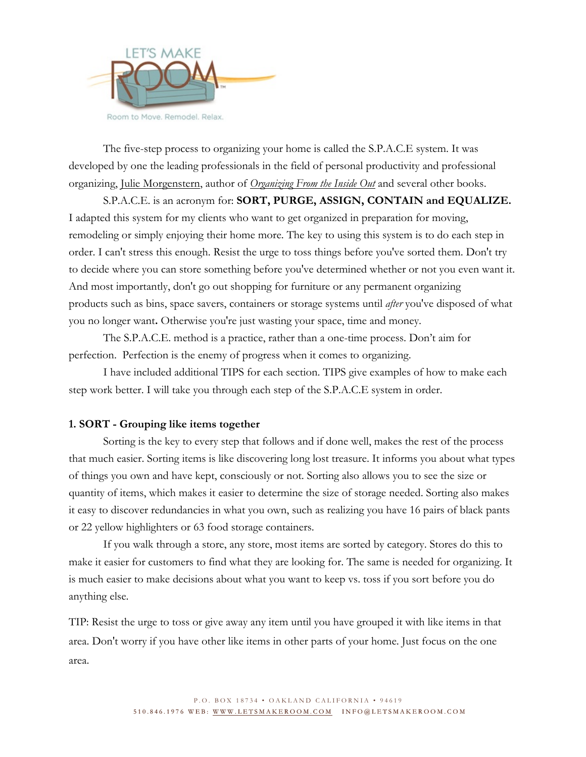The five-step process to organizing your home is called the S.P.A.C.E system. It was developed by one the leading professionals in the field of personal productivity and professional organizing, Julie Morgenstern, author of *Organizing From the Inside Out* and several other books.

S.P.A.C.E. is an acronym for: **SORT, PURGE, ASSIGN, CONTAIN and EQUALIZE.** I adapted this system for my clients who want to get organized in preparation for moving, remodeling or simply enjoying their home more. The key to using this system is to do each step in order. I can't stress this enough. Resist the urge to toss things before you've sorted them. Don't try to decide where you can store something before you've determined whether or not you even want it. And most importantly, don't go out shopping for furniture or any permanent organizing products such as bins, space savers, containers or storage systems until *after* you've disposed of what you no longer want**.** Otherwise you're just wasting your space, time and money.

The S.P.A.C.E. method is a practice, rather than a one-time process. Don't aim for perfection. Perfection is the enemy of progress when it comes to organizing.

I have included additional TIPS for each section. TIPS give examples of how to make each step work better. I will take you through each step of the S.P.A.C.E system in order.

**1. SORT - Grouping like items together**

Sorting is the key to every step that follows and if done well, makes the rest of the process that much easier. Sorting items is like discovering long lost treasure. It informs you about what types of things you own and have kept, consciously or not. Sorting also allows you to see the size or quantity of items, which makes it easier to determine the size of storage needed. Sorting also makes it easy to discover redundancies in what you own, such as realizing you have 16 pairs of black pants or 22 yellow highlighters or 63 food storage containers.

If you walk through a store, any store, most items are sorted by category. Stores do this to make it easier for customers to find what they are looking for. The same is needed for organizing. It is much easier to make decisions about what you want to keep vs. toss if you sort before you do anything else.

TIP: Resist the urge to toss or give away any item until you have grouped it with like items in that area. Don't worry if you have other like items in other parts of your home. Just focus on the one area.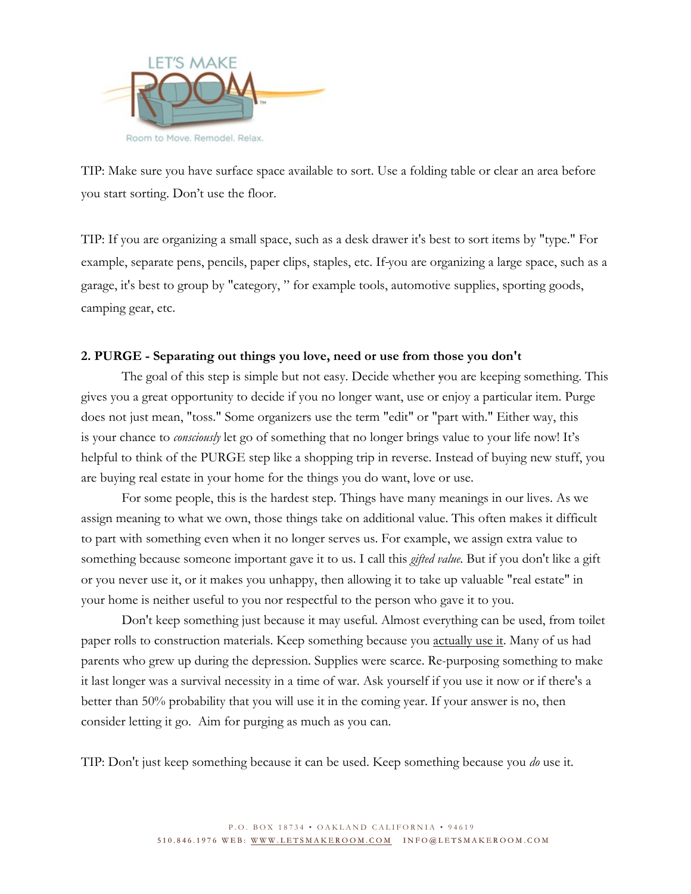TIP: Make sure you have surface space available to sort. Use a folding table or clear an area before you start sorting. Don't use the floor.

TIP: If you are organizing a small space, such as a desk drawer it's best to sort items by "type." For example, separate pens, pencils, paper clips, staples, etc. If you are organizing a large space, such as a garage, it's best to group by "category, " for example tools, automotive supplies, sporting goods, camping gear, etc.

**2. PURGE - Separating out things you love, need or use from those you don't**

The goal of this step is simple but not easy. Decide whether you are keeping something. This gives you a great opportunity to decide if you no longer want, use or enjoy a particular item. Purge does not just mean, "toss." Some organizers use the term "edit" or "part with." Either way, this is your chance to *consciously* let go of something that no longer brings value to your life now! It's helpful to think of the PURGE step like a shopping trip in reverse. Instead of buying new stuff, you are buying real estate in your home for the things you do want, love or use.

For some people, this is the hardest step. Things have many meanings in our lives. As we assign meaning to what we own, those things take on additional value. This often makes it difficult to part with something even when it no longer serves us. For example, we assign extra value to something because someone important gave it to us. I call this *gifted value*. But if you don't like a gift or you never use it, or it makes you unhappy, then allowing it to take up valuable "real estate" in your home is neither useful to you nor respectful to the person who gave it to you.

Don't keep something just because it may useful. Almost everything can be used, from toilet paper rolls to construction materials. Keep something because you <u>actually use it</u>. Many of us had parents who grew up during the depression. Supplies were scarce. Re-purposing something to make it last longer was a survival necessity in a time of war. Ask yourself if you use it now or if there's a better than 50% probability that you will use it in the coming year. If your answer is no, then consider letting it go. Aim for purging as much as you can.

TIP: Don't just keep something because it can be used. Keep something because you *do* use it.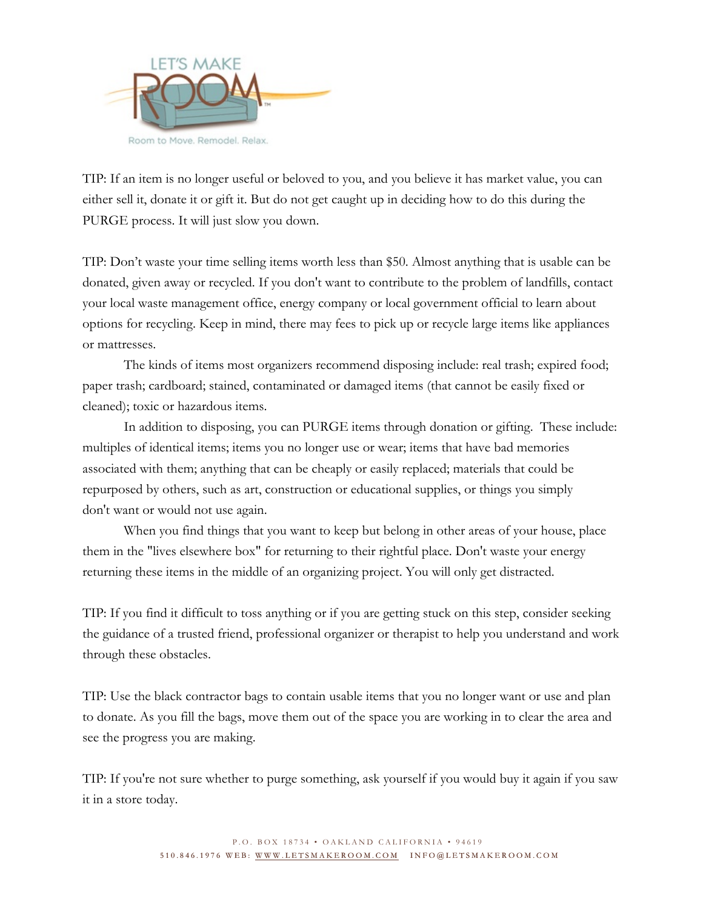TIP: If an item is no longer useful or beloved to you, and you believe it has market value, you can either sell it, donate it or gift it. But do not get caught up in deciding how to do this during the PURGE process. It will just slow you down.

TIP: Don't waste your time selling items worth less than $50. Almost anything that is usable can be donated, given away or recycled. If you don't want to contribute to the problem of landfills, contact your local waste management office, energy company or local government official to learn about options for recycling. Keep in mind, there may fees to pick up or recycle large items like appliances or mattresses.

The kinds of items most organizers recommend disposing include: real trash; expired food; paper trash; cardboard; stained, contaminated or damaged items (that cannot be easily fixed or cleaned); toxic or hazardous items.

In addition to disposing, you can PURGE items through donation or gifting. These include: multiples of identical items; items you no longer use or wear; items that have bad memories associated with them; anything that can be cheaply or easily replaced; materials that could be repurposed by others, such as art, construction or educational supplies, or things you simply don't want or would not use again.

When you find things that you want to keep but belong in other areas of your house, place them in the "lives elsewhere box" for returning to their rightful place. Don't waste your energy returning these items in the middle of an organizing project. You will only get distracted.

TIP: If you find it difficult to toss anything or if you are getting stuck on this step, consider seeking the guidance of a trusted friend, professional organizer or therapist to help you understand and work through these obstacles.

TIP: Use the black contractor bags to contain usable items that you no longer want or use and plan to donate. As you fill the bags, move them out of the space you are working in to clear the area and see the progress you are making.

TIP: If you're not sure whether to purge something, ask yourself if you would buy it again if you saw it in a store today.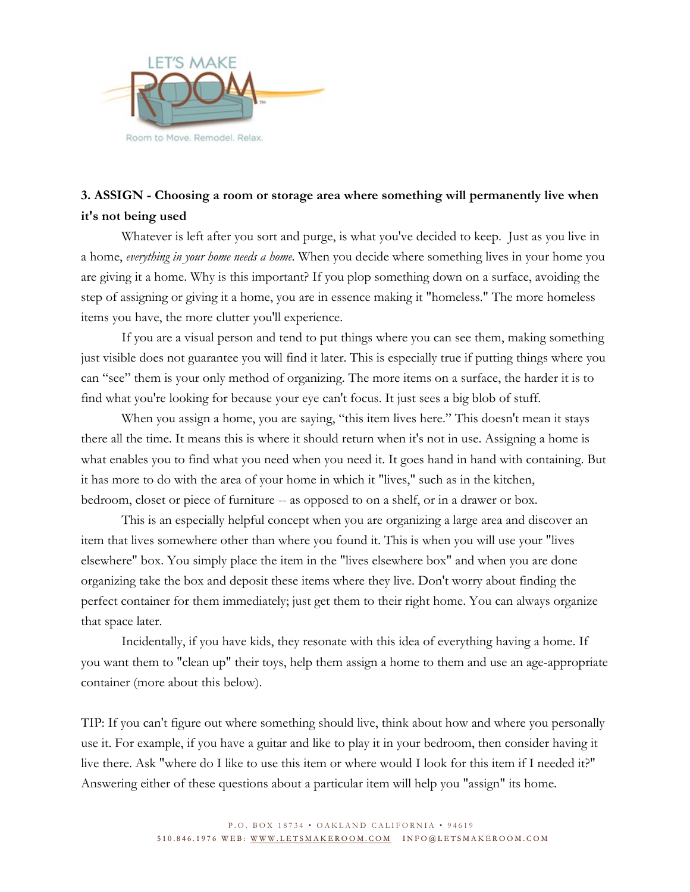**3. ASSIGN - Choosing a room or storage area where something will permanently live when it's not being used**

Whatever is left after you sort and purge, is what you've decided to keep. Just as you live in a home, *everything in your home needs a home*. When you decide where something lives in your home you are giving it a home. Why is this important? If you plop something down on a surface, avoiding the step of assigning or giving it a home, you are in essence making it "homeless." The more homeless items you have, the more clutter you'll experience.

If you are a visual person and tend to put things where you can see them, making something just visible does not guarantee you will find it later. This is especially true if putting things where you can "see" them is your only method of organizing. The more items on a surface, the harder it is to find what you're looking for because your eye can't focus. It just sees a big blob of stuff.

When you assign a home, you are saying, "this item lives here." This doesn't mean it stays there all the time. It means this is where it should return when it's not in use. Assigning a home is what enables you to find what you need when you need it. It goes hand in hand with containing. But it has more to do with the area of your home in which it "lives," such as in the kitchen, bedroom, closet or piece of furniture -- as opposed to on a shelf, or in a drawer or box.

This is an especially helpful concept when you are organizing a large area and discover an item that lives somewhere other than where you found it. This is when you will use your "lives elsewhere" box. You simply place the item in the "lives elsewhere box" and when you are done organizing take the box and deposit these items where they live. Don't worry about finding the perfect container for them immediately; just get them to their right home. You can always organize that space later.

Incidentally, if you have kids, they resonate with this idea of everything having a home. If you want them to "clean up" their toys, help them assign a home to them and use an age-appropriate container (more about this below).

TIP: If you can't figure out where something should live, think about how and where you personally use it. For example, if you have a guitar and like to play it in your bedroom, then consider having it live there. Ask "where do I like to use this item or where would I look for this item if I needed it?" Answering either of these questions about a particular item will help you "assign" its home.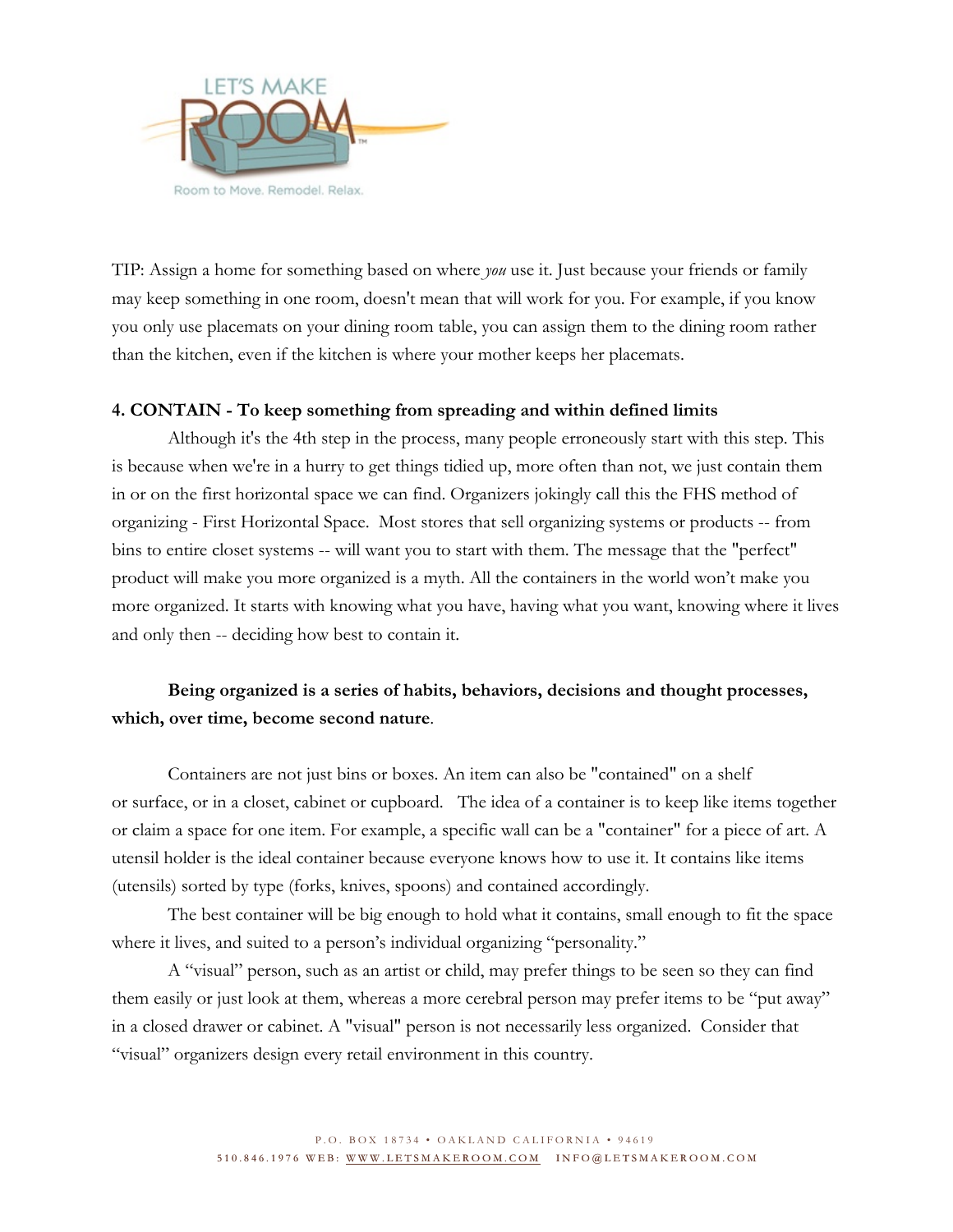TIP: Assign a home for something based on where *you* use it. Just because your friends or family may keep something in one room, doesn't mean that will work for you. For example, if you know you only use placemats on your dining room table, you can assign them to the dining room rather than the kitchen, even if the kitchen is where your mother keeps her placemats.

**4. CONTAIN - To keep something from spreading and within defined limits**

Although it's the 4th step in the process, many people erroneously start with this step. This is because when we're in a hurry to get things tidied up, more often than not, we just contain them in or on the first horizontal space we can find. Organizers jokingly call this the FHS method of organizing - First Horizontal Space. Most stores that sell organizing systems or products -- from bins to entire closet systems -- will want you to start with them. The message that the "perfect" product will make you more organized is a myth. All the containers in the world won't make you more organized. It starts with knowing what you have, having what you want, knowing where it lives and only then -- deciding how best to contain it.

**Being organized is a series of habits, behaviors, decisions and thought processes, which, over time, become second nature**.

Containers are not just bins or boxes. An item can also be "contained" on a shelf or surface, or in a closet, cabinet or cupboard. The idea of a container is to keep like items together or claim a space for one item. For example, a specific wall can be a "container" for a piece of art. A utensil holder is the ideal container because everyone knows how to use it. It contains like items (utensils) sorted by type (forks, knives, spoons) and contained accordingly.

The best container will be big enough to hold what it contains, small enough to fit the space where it lives, and suited to a person's individual organizing "personality."

A "visual" person, such as an artist or child, may prefer things to be seen so they can find them easily or just look at them, whereas a more cerebral person may prefer items to be "put away" in a closed drawer or cabinet. A "visual" person is not necessarily less organized. Consider that "visual" organizers design every retail environment in this country.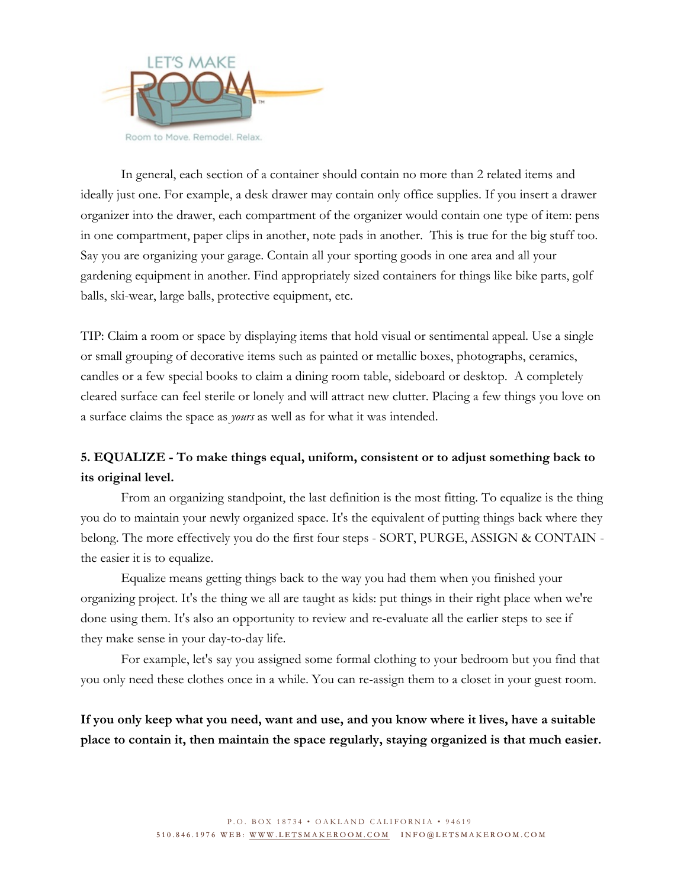In general, each section of a container should contain no more than 2 related items and ideally just one. For example, a desk drawer may contain only office supplies. If you insert a drawer organizer into the drawer, each compartment of the organizer would contain one type of item: pens in one compartment, paper clips in another, note pads in another. This is true for the big stuff too. Say you are organizing your garage. Contain all your sporting goods in one area and all your gardening equipment in another. Find appropriately sized containers for things like bike parts, golf balls, ski-wear, large balls, protective equipment, etc.

TIP: Claim a room or space by displaying items that hold visual or sentimental appeal. Use a single or small grouping of decorative items such as painted or metallic boxes, photographs, ceramics, candles or a few special books to claim a dining room table, sideboard or desktop. A completely cleared surface can feel sterile or lonely and will attract new clutter. Placing a few things you love on a surface claims the space as *yours* as well as for what it was intended.

**5. EQUALIZE - To make things equal, uniform, consistent or to adjust something back to its original level.**

From an organizing standpoint, the last definition is the most fitting. To equalize is the thing you do to maintain your newly organized space. It's the equivalent of putting things back where they belong. The more effectively you do the first four steps - SORT, PURGE, ASSIGN & CONTAIN - the easier it is to equalize.

Equalize means getting things back to the way you had them when you finished your organizing project. It's the thing we all are taught as kids: put things in their right place when we're done using them. It's also an opportunity to review and re-evaluate all the earlier steps to see if they make sense in your day-to-day life.

For example, let's say you assigned some formal clothing to your bedroom but you find that you only need these clothes once in a while. You can re-assign them to a closet in your guest room.

**If you only keep what you need, want and use, and you know where it lives, have a suitable place to contain it, then maintain the space regularly, staying organized is that much easier.**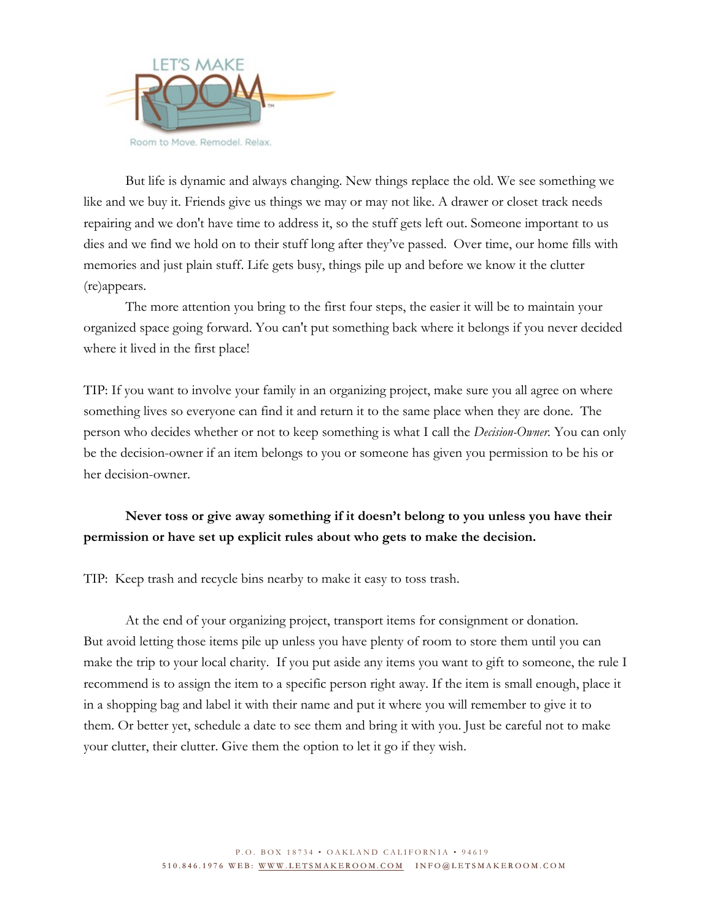But life is dynamic and always changing. New things replace the old. We see something we like and we buy it. Friends give us things we may or may not like. A drawer or closet track needs repairing and we don't have time to address it, so the stuff gets left out. Someone important to us dies and we find we hold on to their stuff long after they've passed. Over time, our home fills with memories and just plain stuff. Life gets busy, things pile up and before we know it the clutter (re)appears.

The more attention you bring to the first four steps, the easier it will be to maintain your organized space going forward. You can't put something back where it belongs if you never decided where it lived in the first place!

TIP: If you want to involve your family in an organizing project, make sure you all agree on where something lives so everyone can find it and return it to the same place when they are done. The person who decides whether or not to keep something is what I call the *Decision-Owner*. You can only be the decision-owner if an item belongs to you or someone has given you permission to be his or her decision-owner.

**Never toss or give away something if it doesn't belong to you unless you have their permission or have set up explicit rules about who gets to make the decision.**

TIP: Keep trash and recycle bins nearby to make it easy to toss trash.

At the end of your organizing project, transport items for consignment or donation. But avoid letting those items pile up unless you have plenty of room to store them until you can make the trip to your local charity. If you put aside any items you want to gift to someone, the rule I recommend is to assign the item to a specific person right away. If the item is small enough, place it in a shopping bag and label it with their name and put it where you will remember to give it to them. Or better yet, schedule a date to see them and bring it with you. Just be careful not to make your clutter, their clutter. Give them the option to let it go if they wish.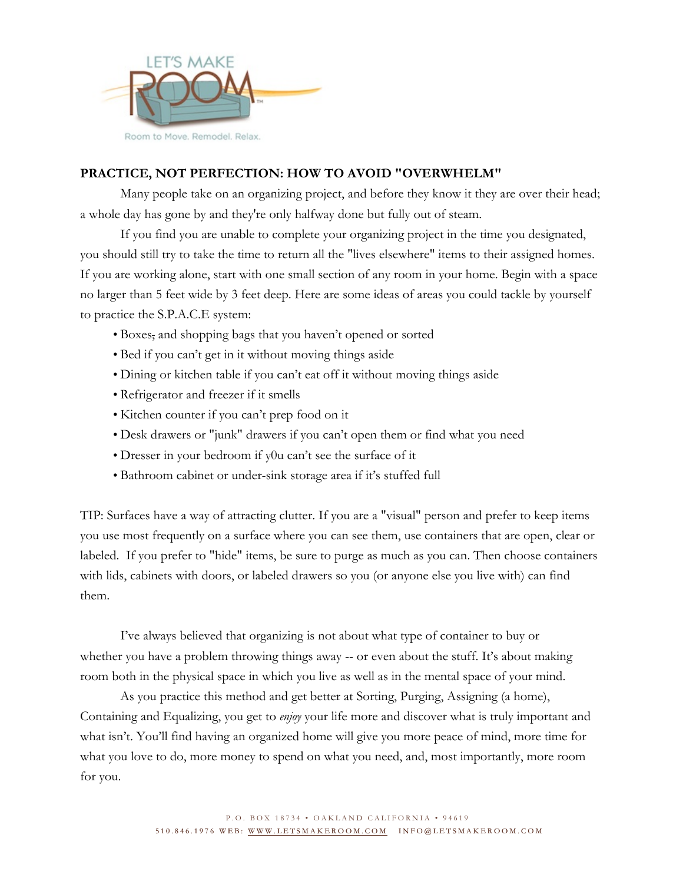## PRACTICE, NOT PERFECTION: HOW TO AVOID "OVERWHELM"

Many people take on an organizing project, and before they know it they are over their head; a whole day has gone by and they're only halfway done but fully out of steam.

If you find you are unable to complete your organizing project in the time you designated, you should still try to take the time to return all the "lives elsewhere" items to their assigned homes. If you are working alone, start with one small section of any room in your home. Begin with a space no larger than 5 feet wide by 3 feet deep. Here are some ideas of areas you could tackle by yourself to practice the S.P.A.C.E system:

- Boxes, and shopping bags that you haven't opened or sorted
- Bed if you can't get in it without moving things aside
- Dining or kitchen table if you can't eat off it without moving things aside
- Refrigerator and freezer if it smells
- Kitchen counter if you can't prep food on it
- Desk drawers or "junk" drawers if you can't open them or find what you need
- Dresser in your bedroom if y0u can't see the surface of it
- Bathroom cabinet or under-sink storage area if it's stuffed full

TIP: Surfaces have a way of attracting clutter. If you are a "visual" person and prefer to keep items you use most frequently on a surface where you can see them, use containers that are open, clear or labeled. If you prefer to "hide" items, be sure to purge as much as you can. Then choose containers with lids, cabinets with doors, or labeled drawers so you (or anyone else you live with) can find them.

I've always believed that organizing is not about what type of container to buy or whether you have a problem throwing things away -- or even about the stuff. It's about making room both in the physical space in which you live as well as in the mental space of your mind.

As you practice this method and get better at Sorting, Purging, Assigning (a home), Containing and Equalizing, you get to *enjoy* your life more and discover what is truly important and what isn't. You'll find having an organized home will give you more peace of mind, more time for what you love to do, more money to spend on what you need, and, most importantly, more room for you.